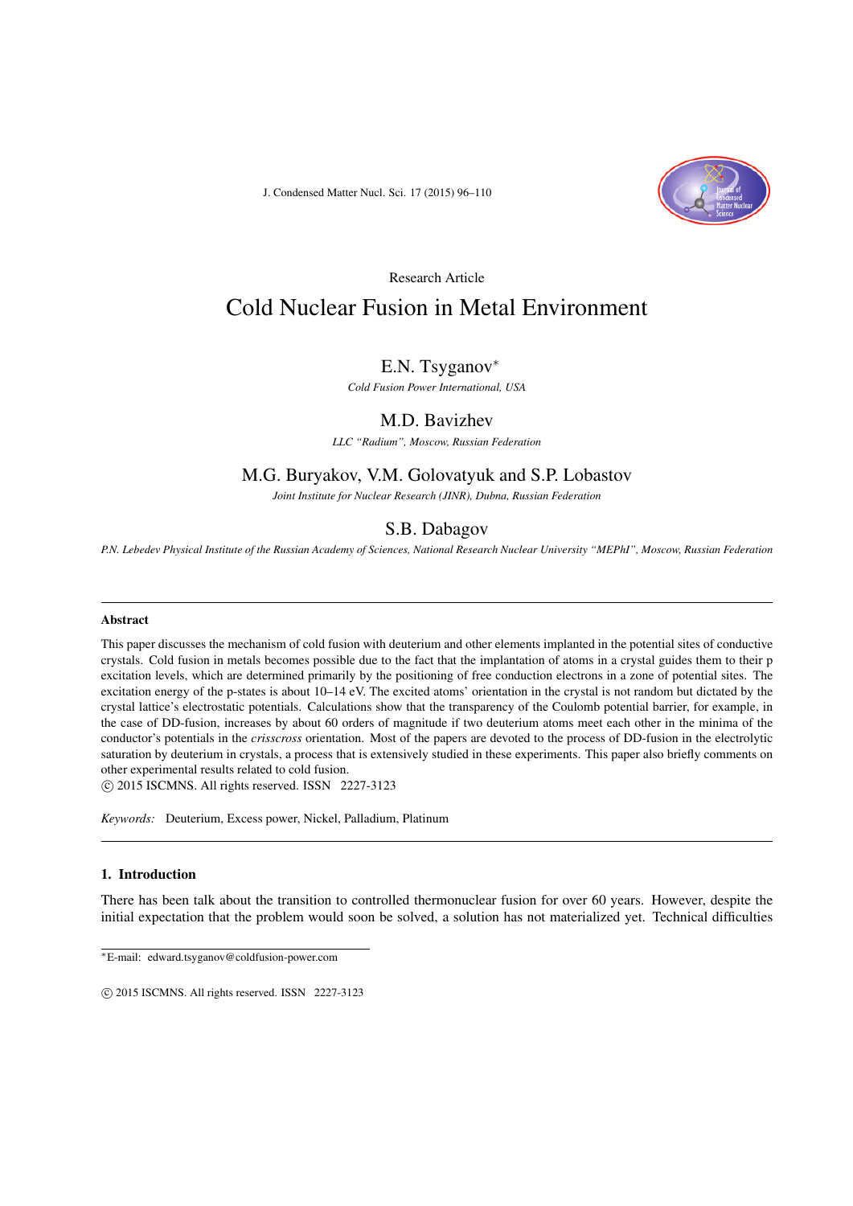Research Article

# Cold Nuclear Fusion in Metal Environment

## E.N. Tsyganov*

*Cold Fusion Power International, USA*

## M.D. Bavizhev

*LLC "Radium", Moscow, Russian Federation*

## M.G. Buryakov, V.M. Golovatyuk and S.P. Lobastov

*Joint Institute for Nuclear Research (JINR), Dubna, Russian Federation*

## S.B. Dabagov

*P.N. Lebedev Physical Institute of the Russian Academy of Sciences, National Research Nuclear University "MEPhI", Moscow, Russian Federation*

---

**Abstract**

This paper discusses the mechanism of cold fusion with deuterium and other elements implanted in the potential sites of conductive crystals. Cold fusion in metals becomes possible due to the fact that the implantation of atoms in a crystal guides them to their p excitation levels, which are determined primarily by the positioning of free conduction electrons in a zone of potential sites. The excitation energy of the p-states is about 10–14 eV. The excited atoms' orientation in the crystal is not random but dictated by the crystal lattice's electrostatic potentials. Calculations show that the transparency of the Coulomb potential barrier, for example, in the case of DD-fusion, increases by about 60 orders of magnitude if two deuterium atoms meet each other in the minima of the conductor's potentials in the *crisscross* orientation. Most of the papers are devoted to the process of DD-fusion in the electrolytic saturation by deuterium in crystals, a process that is extensively studied in these experiments. This paper also briefly comments on other experimental results related to cold fusion.

© 2015 ISCMNS. All rights reserved. ISSN 2227-3123

*Keywords:* Deuterium, Excess power, Nickel, Palladium, Platinum

---

## 1. Introduction

There has been talk about the transition to controlled thermonuclear fusion for over 60 years. However, despite the initial expectation that the problem would soon be solved, a solution has not materialized yet. Technical difficulties

*E-mail: edward.tsyganov@coldfusion-power.com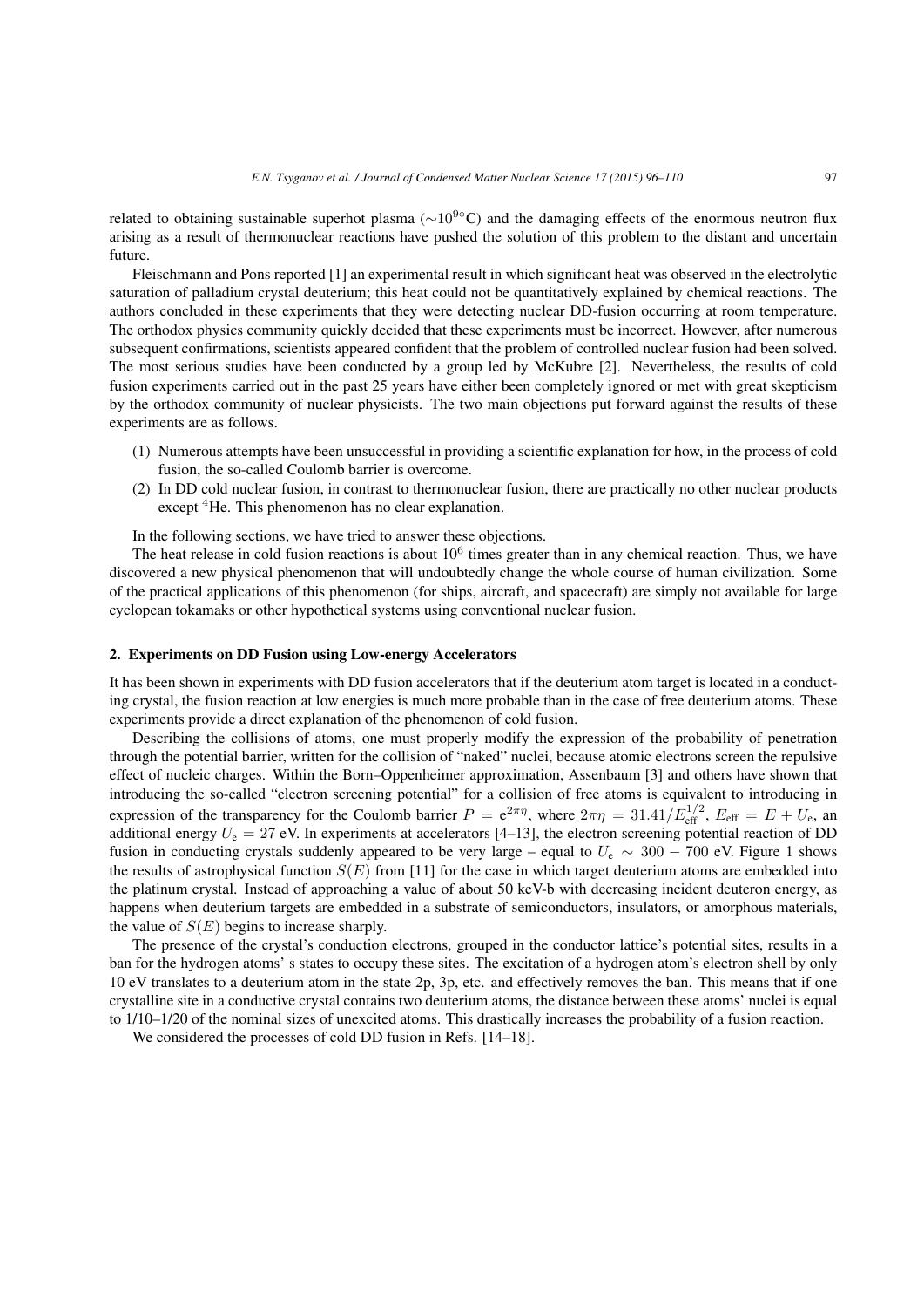related to obtaining sustainable superhot plasma ($\sim 10^{9\circ}$C) and the damaging effects of the enormous neutron flux arising as a result of thermonuclear reactions have pushed the solution of this problem to the distant and uncertain future.

Fleischmann and Pons reported [1] an experimental result in which significant heat was observed in the electrolytic saturation of palladium crystal deuterium; this heat could not be quantitatively explained by chemical reactions. The authors concluded in these experiments that they were detecting nuclear DD-fusion occurring at room temperature. The orthodox physics community quickly decided that these experiments must be incorrect. However, after numerous subsequent confirmations, scientists appeared confident that the problem of controlled nuclear fusion had been solved. The most serious studies have been conducted by a group led by McKubre [2]. Nevertheless, the results of cold fusion experiments carried out in the past 25 years have either been completely ignored or met with great skepticism by the orthodox community of nuclear physicists. The two main objections put forward against the results of these experiments are as follows.

(1) Numerous attempts have been unsuccessful in providing a scientific explanation for how, in the process of cold fusion, the so-called Coulomb barrier is overcome.
(2) In DD cold nuclear fusion, in contrast to thermonuclear fusion, there are practically no other nuclear products except $^4$He. This phenomenon has no clear explanation.

In the following sections, we have tried to answer these objections.

The heat release in cold fusion reactions is about $10^6$ times greater than in any chemical reaction. Thus, we have discovered a new physical phenomenon that will undoubtedly change the whole course of human civilization. Some of the practical applications of this phenomenon (for ships, aircraft, and spacecraft) are simply not available for large cyclopean tokamaks or other hypothetical systems using conventional nuclear fusion.

## 2. Experiments on DD Fusion using Low-energy Accelerators

It has been shown in experiments with DD fusion accelerators that if the deuterium atom target is located in a conducting crystal, the fusion reaction at low energies is much more probable than in the case of free deuterium atoms. These experiments provide a direct explanation of the phenomenon of cold fusion.

Describing the collisions of atoms, one must properly modify the expression of the probability of penetration through the potential barrier, written for the collision of "naked" nuclei, because atomic electrons screen the repulsive effect of nucleic charges. Within the Born–Oppenheimer approximation, Assenbaum [3] and others have shown that introducing the so-called "electron screening potential" for a collision of free atoms is equivalent to introducing in expression of the transparency for the Coulomb barrier $P = e^{2\pi\eta}$, where $2\pi\eta = 31.41/E_{\text{eff}}^{1/2}$, $E_{\text{eff}} = E + U_{\text{e}}$, an additional energy $U_{\text{e}} = 27$ eV. In experiments at accelerators [4–13], the electron screening potential reaction of DD fusion in conducting crystals suddenly appeared to be very large – equal to $U_{\text{e}} \sim 300 - 700$ eV. Figure 1 shows the results of astrophysical function $S(E)$ from [11] for the case in which target deuterium atoms are embedded into the platinum crystal. Instead of approaching a value of about 50 keV-b with decreasing incident deuteron energy, as happens when deuterium targets are embedded in a substrate of semiconductors, insulators, or amorphous materials, the value of $S(E)$ begins to increase sharply.

The presence of the crystal's conduction electrons, grouped in the conductor lattice's potential sites, results in a ban for the hydrogen atoms' s states to occupy these sites. The excitation of a hydrogen atom's electron shell by only 10 eV translates to a deuterium atom in the state 2p, 3p, etc. and effectively removes the ban. This means that if one crystalline site in a conductive crystal contains two deuterium atoms, the distance between these atoms' nuclei is equal to 1/10–1/20 of the nominal sizes of unexcited atoms. This drastically increases the probability of a fusion reaction.

We considered the processes of cold DD fusion in Refs. [14–18].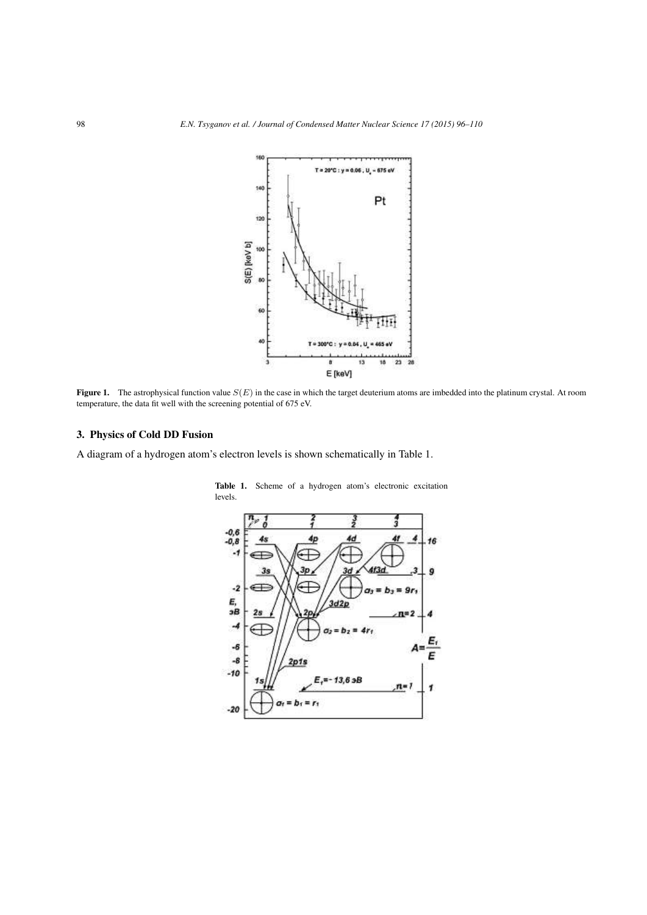**Figure 1.** The astrophysical function value $S(E)$ in the case in which the target deuterium atoms are imbedded into the platinum crystal. At room temperature, the data fit well with the screening potential of 675 eV.

## 3. Physics of Cold DD Fusion

A diagram of a hydrogen atom's electron levels is shown schematically in Table 1.

**Table 1.** Scheme of a hydrogen atom's electronic excitation levels.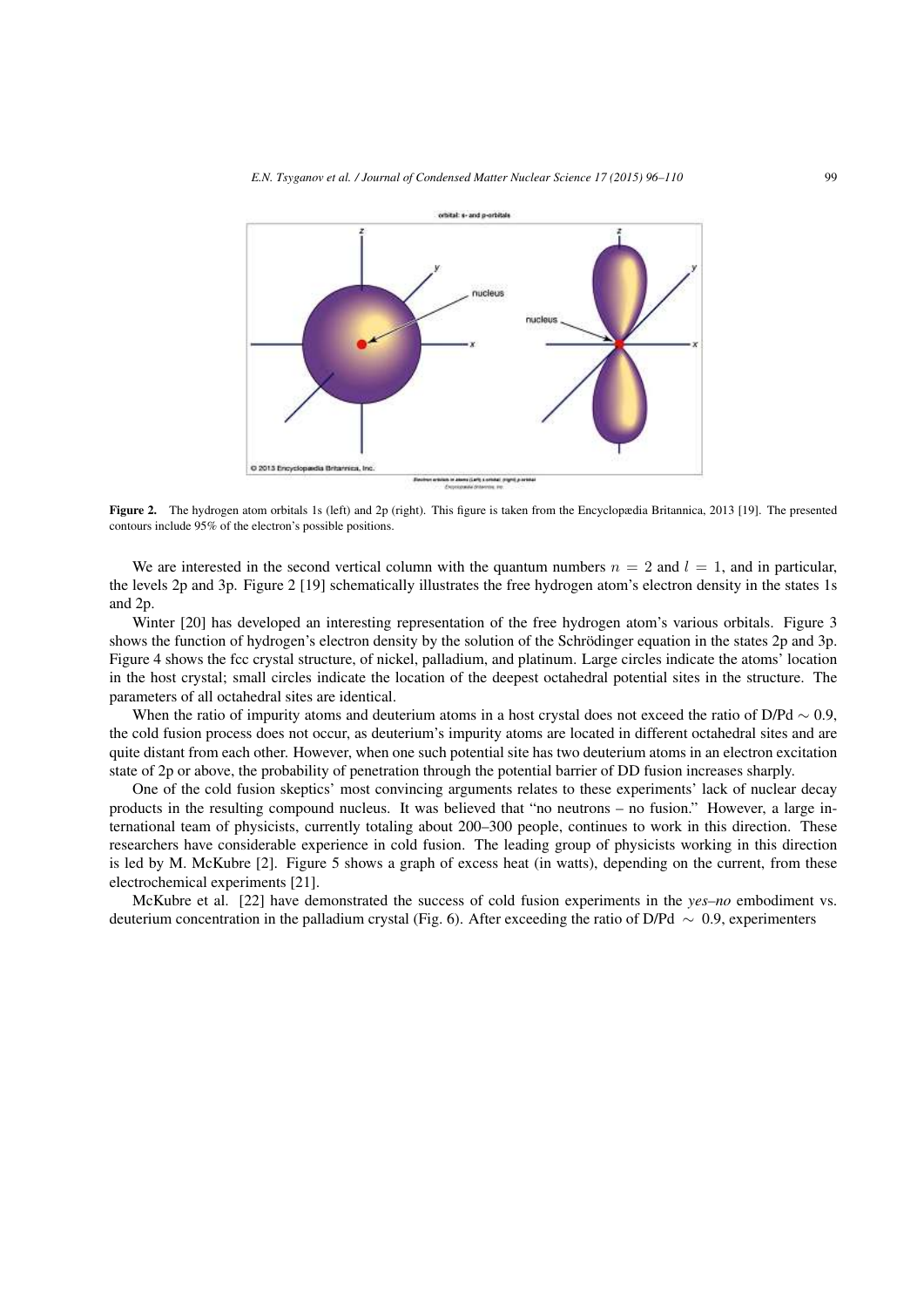**Figure 2.** The hydrogen atom orbitals 1s (left) and 2p (right). This figure is taken from the Encyclopædia Britannica, 2013 [19]. The presented contours include 95% of the electron's possible positions.

We are interested in the second vertical column with the quantum numbers $n = 2$ and $l = 1$, and in particular, the levels 2p and 3p. Figure 2 [19] schematically illustrates the free hydrogen atom's electron density in the states 1s and 2p.

Winter [20] has developed an interesting representation of the free hydrogen atom's various orbitals. Figure 3 shows the function of hydrogen's electron density by the solution of the Schrödinger equation in the states 2p and 3p. Figure 4 shows the fcc crystal structure, of nickel, palladium, and platinum. Large circles indicate the atoms' location in the host crystal; small circles indicate the location of the deepest octahedral potential sites in the structure. The parameters of all octahedral sites are identical.

When the ratio of impurity atoms and deuterium atoms in a host crystal does not exceed the ratio of D/Pd $\sim 0.9$, the cold fusion process does not occur, as deuterium's impurity atoms are located in different octahedral sites and are quite distant from each other. However, when one such potential site has two deuterium atoms in an electron excitation state of 2p or above, the probability of penetration through the potential barrier of DD fusion increases sharply.

One of the cold fusion skeptics' most convincing arguments relates to these experiments' lack of nuclear decay products in the resulting compound nucleus. It was believed that "no neutrons – no fusion." However, a large international team of physicists, currently totaling about 200–300 people, continues to work in this direction. These researchers have considerable experience in cold fusion. The leading group of physicists working in this direction is led by M. McKubre [2]. Figure 5 shows a graph of excess heat (in watts), depending on the current, from these electrochemical experiments [21].

McKubre et al. [22] have demonstrated the success of cold fusion experiments in the *yes–no* embodiment vs. deuterium concentration in the palladium crystal (Fig. 6). After exceeding the ratio of D/Pd $\sim$ 0.9, experimenters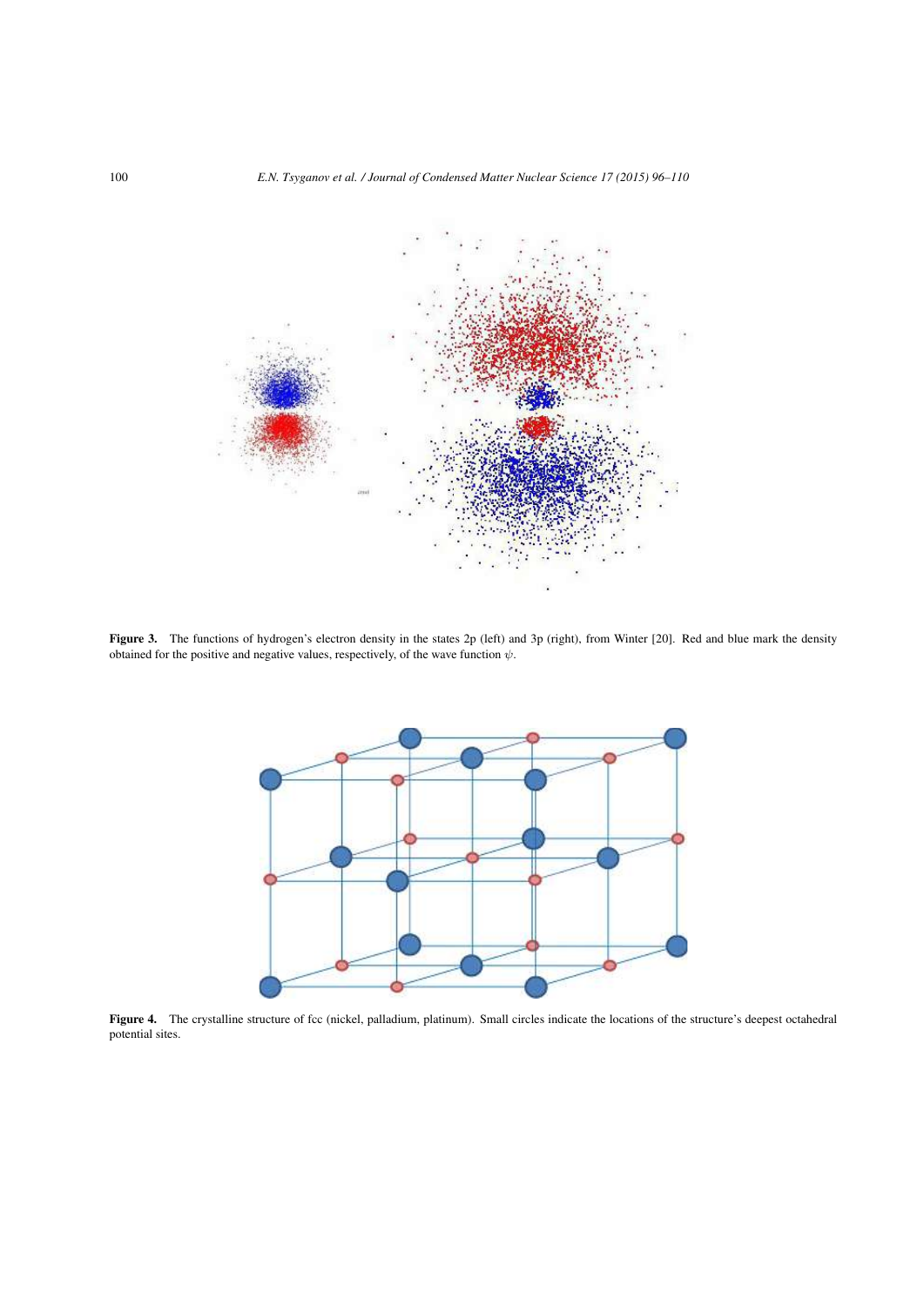**Figure 3.** The functions of hydrogen's electron density in the states 2p (left) and 3p (right), from Winter [20]. Red and blue mark the density obtained for the positive and negative values, respectively, of the wave function $\psi$.

**Figure 4.** The crystalline structure of fcc (nickel, palladium, platinum). Small circles indicate the locations of the structure's deepest octahedral potential sites.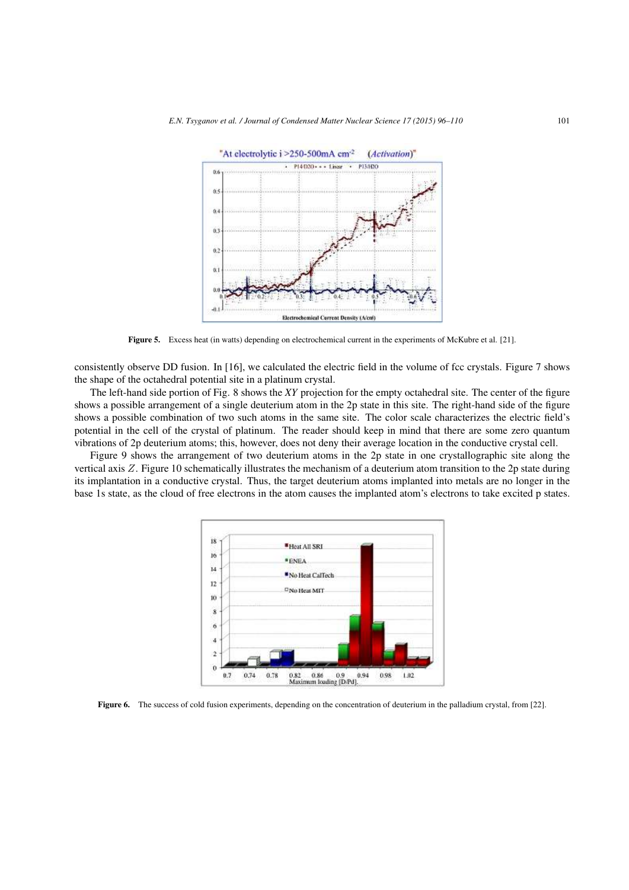Figure 5. Excess heat (in watts) depending on electrochemical current in the experiments of McKubre et al. [21].

consistently observe DD fusion. In [16], we calculated the electric field in the volume of fcc crystals. Figure 7 shows the shape of the octahedral potential site in a platinum crystal.

The left-hand side portion of Fig. 8 shows the *XY* projection for the empty octahedral site. The center of the figure shows a possible arrangement of a single deuterium atom in the 2p state in this site. The right-hand side of the figure shows a possible combination of two such atoms in the same site. The color scale characterizes the electric field's potential in the cell of the crystal of platinum. The reader should keep in mind that there are some zero quantum vibrations of 2p deuterium atoms; this, however, does not deny their average location in the conductive crystal cell.

Figure 9 shows the arrangement of two deuterium atoms in the 2p state in one crystallographic site along the vertical axis $Z$. Figure 10 schematically illustrates the mechanism of a deuterium atom transition to the 2p state during its implantation in a conductive crystal. Thus, the target deuterium atoms implanted into metals are no longer in the base 1s state, as the cloud of free electrons in the atom causes the implanted atom's electrons to take excited p states.

Figure 6. The success of cold fusion experiments, depending on the concentration of deuterium in the palladium crystal, from [22].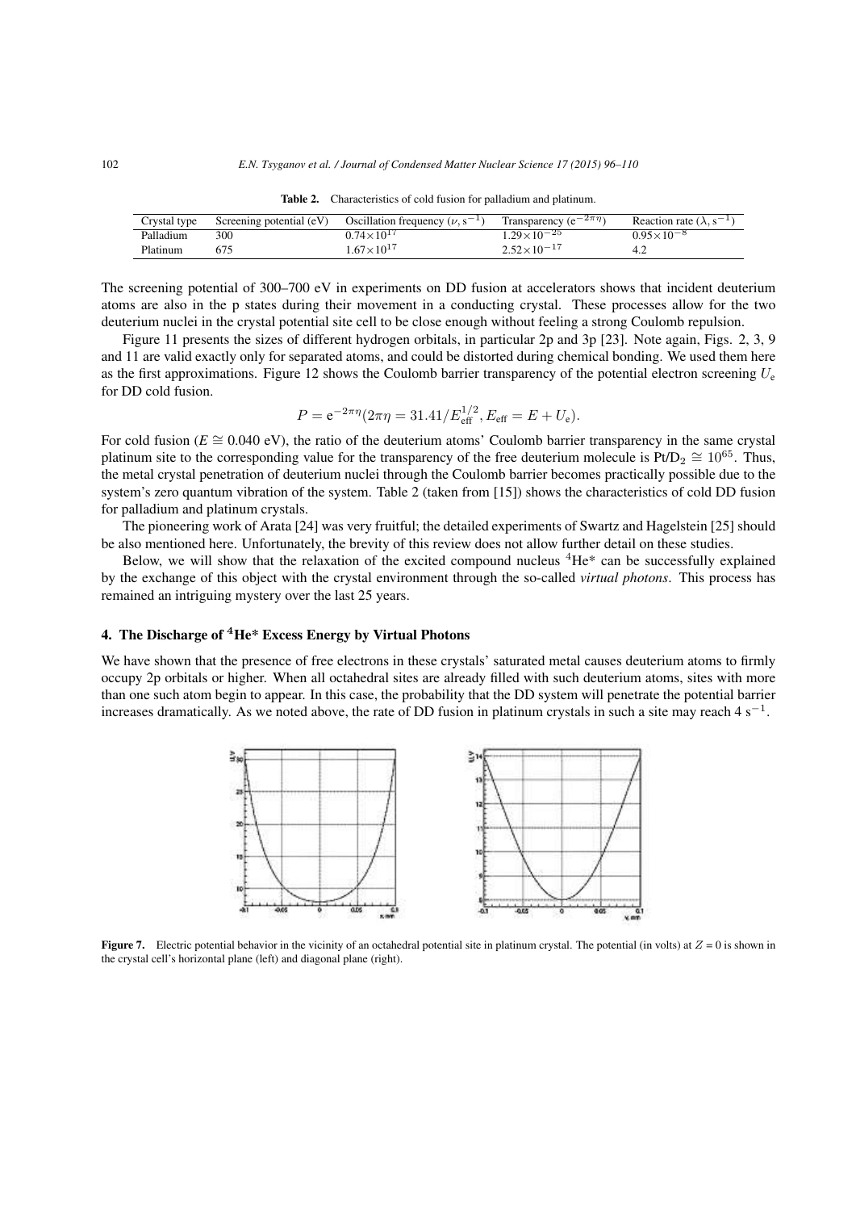**Table 2.** Characteristics of cold fusion for palladium and platinum.

| Crystal type | Screening potential (eV) | Oscillation frequency ($\nu$, s$^{-1}$) | Transparency (e$^{-2\pi\eta}$) | Reaction rate ($\lambda$, s$^{-1}$) |
|---|---|---|---|---|
| Palladium | 300 | $0.74\times10^{17}$ | $1.29\times10^{-25}$ | $0.95\times10^{-8}$ |
| Platinum | 675 | $1.67\times10^{17}$ | $2.52\times10^{-17}$ | 4.2 |

The screening potential of 300–700 eV in experiments on DD fusion at accelerators shows that incident deuterium atoms are also in the p states during their movement in a conducting crystal. These processes allow for the two deuterium nuclei in the crystal potential site cell to be close enough without feeling a strong Coulomb repulsion.

Figure 11 presents the sizes of different hydrogen orbitals, in particular 2p and 3p [23]. Note again, Figs. 2, 3, 9 and 11 are valid exactly only for separated atoms, and could be distorted during chemical bonding. We used them here as the first approximations. Figure 12 shows the Coulomb barrier transparency of the potential electron screening $U_e$ for DD cold fusion.

$$P = e^{-2\pi\eta}(2\pi\eta = 31.41/E_{\text{eff}}^{1/2}, E_{\text{eff}} = E + U_e).$$

For cold fusion ($E \cong 0.040$ eV), the ratio of the deuterium atoms' Coulomb barrier transparency in the same crystal platinum site to the corresponding value for the transparency of the free deuterium molecule is Pt/$D_2 \cong 10^{65}$. Thus, the metal crystal penetration of deuterium nuclei through the Coulomb barrier becomes practically possible due to the system's zero quantum vibration of the system. Table 2 (taken from [15]) shows the characteristics of cold DD fusion for palladium and platinum crystals.

The pioneering work of Arata [24] was very fruitful; the detailed experiments of Swartz and Hagelstein [25] should be also mentioned here. Unfortunately, the brevity of this review does not allow further detail on these studies.

Below, we will show that the relaxation of the excited compound nucleus $^4$He* can be successfully explained by the exchange of this object with the crystal environment through the so-called *virtual photons*. This process has remained an intriguing mystery over the last 25 years.

## 4. The Discharge of $^4$He* Excess Energy by Virtual Photons

We have shown that the presence of free electrons in these crystals' saturated metal causes deuterium atoms to firmly occupy 2p orbitals or higher. When all octahedral sites are already filled with such deuterium atoms, sites with more than one such atom begin to appear. In this case, the probability that the DD system will penetrate the potential barrier increases dramatically. As we noted above, the rate of DD fusion in platinum crystals in such a site may reach 4 s$^{-1}$.

**Figure 7.** Electric potential behavior in the vicinity of an octahedral potential site in platinum crystal. The potential (in volts) at $Z = 0$ is shown in the crystal cell's horizontal plane (left) and diagonal plane (right).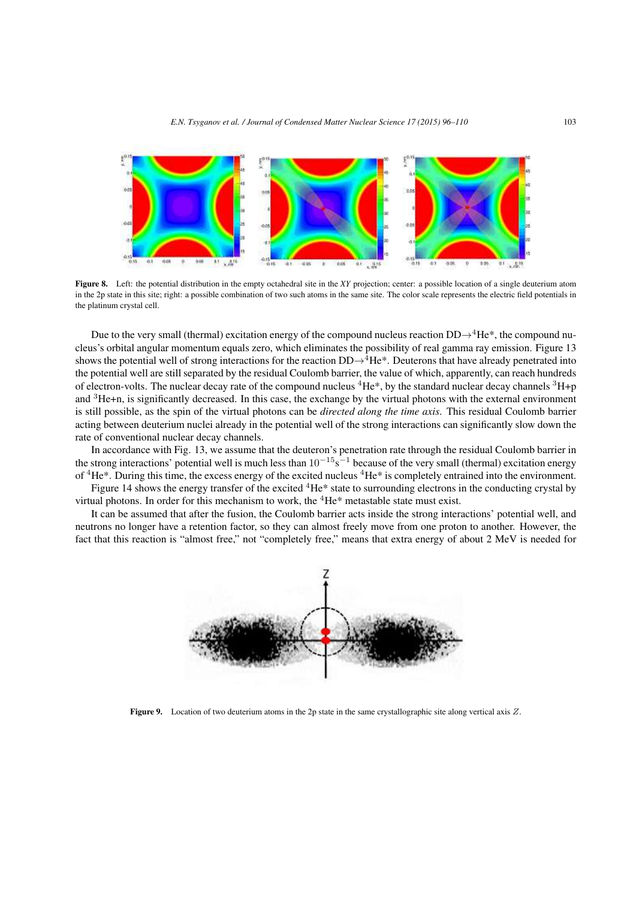**Figure 8.** Left: the potential distribution in the empty octahedral site in the *XY* projection; center: a possible location of a single deuterium atom in the 2p state in this site; right: a possible combination of two such atoms in the same site. The color scale represents the electric field potentials in the platinum crystal cell.

Due to the very small (thermal) excitation energy of the compound nucleus reaction DD→$^4$He*, the compound nucleus's orbital angular momentum equals zero, which eliminates the possibility of real gamma ray emission. Figure 13 shows the potential well of strong interactions for the reaction DD→$^4$He*. Deuterons that have already penetrated into the potential well are still separated by the residual Coulomb barrier, the value of which, apparently, can reach hundreds of electron-volts. The nuclear decay rate of the compound nucleus $^4$He*, by the standard nuclear decay channels $^3$H+p and $^3$He+n, is significantly decreased. In this case, the exchange by the virtual photons with the external environment is still possible, as the spin of the virtual photons can be *directed along the time axis*. This residual Coulomb barrier acting between deuterium nuclei already in the potential well of the strong interactions can significantly slow down the rate of conventional nuclear decay channels.

In accordance with Fig. 13, we assume that the deuteron's penetration rate through the residual Coulomb barrier in the strong interactions' potential well is much less than $10^{-15}\text{s}^{-1}$ because of the very small (thermal) excitation energy of $^4$He*. During this time, the excess energy of the excited nucleus $^4$He* is completely entrained into the environment.

Figure 14 shows the energy transfer of the excited $^4$He* state to surrounding electrons in the conducting crystal by virtual photons. In order for this mechanism to work, the $^4$He* metastable state must exist.

It can be assumed that after the fusion, the Coulomb barrier acts inside the strong interactions' potential well, and neutrons no longer have a retention factor, so they can almost freely move from one proton to another. However, the fact that this reaction is "almost free," not "completely free," means that extra energy of about 2 MeV is needed for

**Figure 9.** Location of two deuterium atoms in the 2p state in the same crystallographic site along vertical axis $Z$.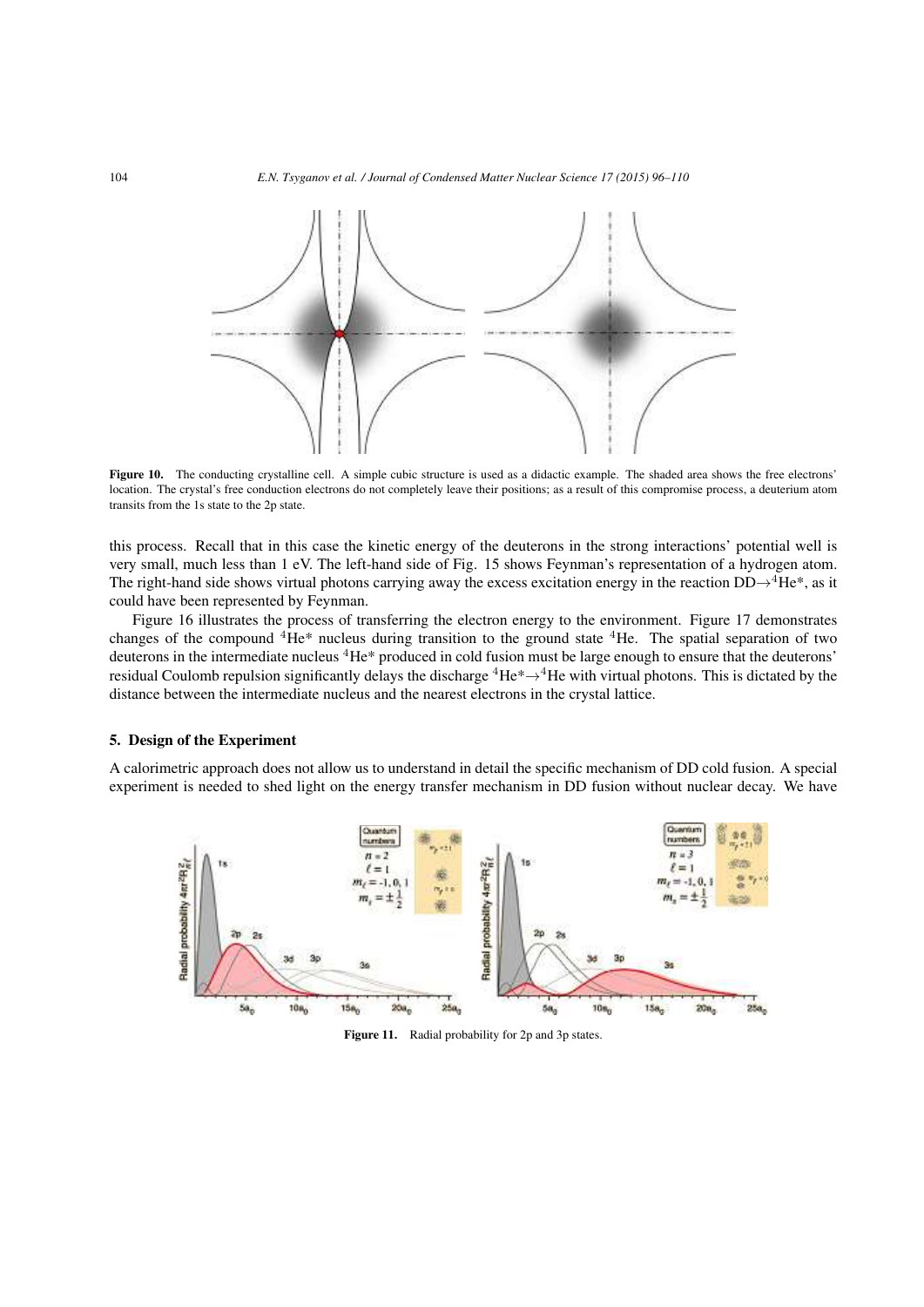**Figure 10.** The conducting crystalline cell. A simple cubic structure is used as a didactic example. The shaded area shows the free electrons' location. The crystal's free conduction electrons do not completely leave their positions; as a result of this compromise process, a deuterium atom transits from the 1s state to the 2p state.

this process. Recall that in this case the kinetic energy of the deuterons in the strong interactions' potential well is very small, much less than 1 eV. The left-hand side of Fig. 15 shows Feynman's representation of a hydrogen atom. The right-hand side shows virtual photons carrying away the excess excitation energy in the reaction DD→$^4$He*, as it could have been represented by Feynman.

Figure 16 illustrates the process of transferring the electron energy to the environment. Figure 17 demonstrates changes of the compound $^4$He* nucleus during transition to the ground state $^4$He. The spatial separation of two deuterons in the intermediate nucleus $^4$He* produced in cold fusion must be large enough to ensure that the deuterons' residual Coulomb repulsion significantly delays the discharge $^4$He*→$^4$He with virtual photons. This is dictated by the distance between the intermediate nucleus and the nearest electrons in the crystal lattice.

## 5. Design of the Experiment

A calorimetric approach does not allow us to understand in detail the specific mechanism of DD cold fusion. A special experiment is needed to shed light on the energy transfer mechanism in DD fusion without nuclear decay. We have

**Figure 11.** Radial probability for 2p and 3p states.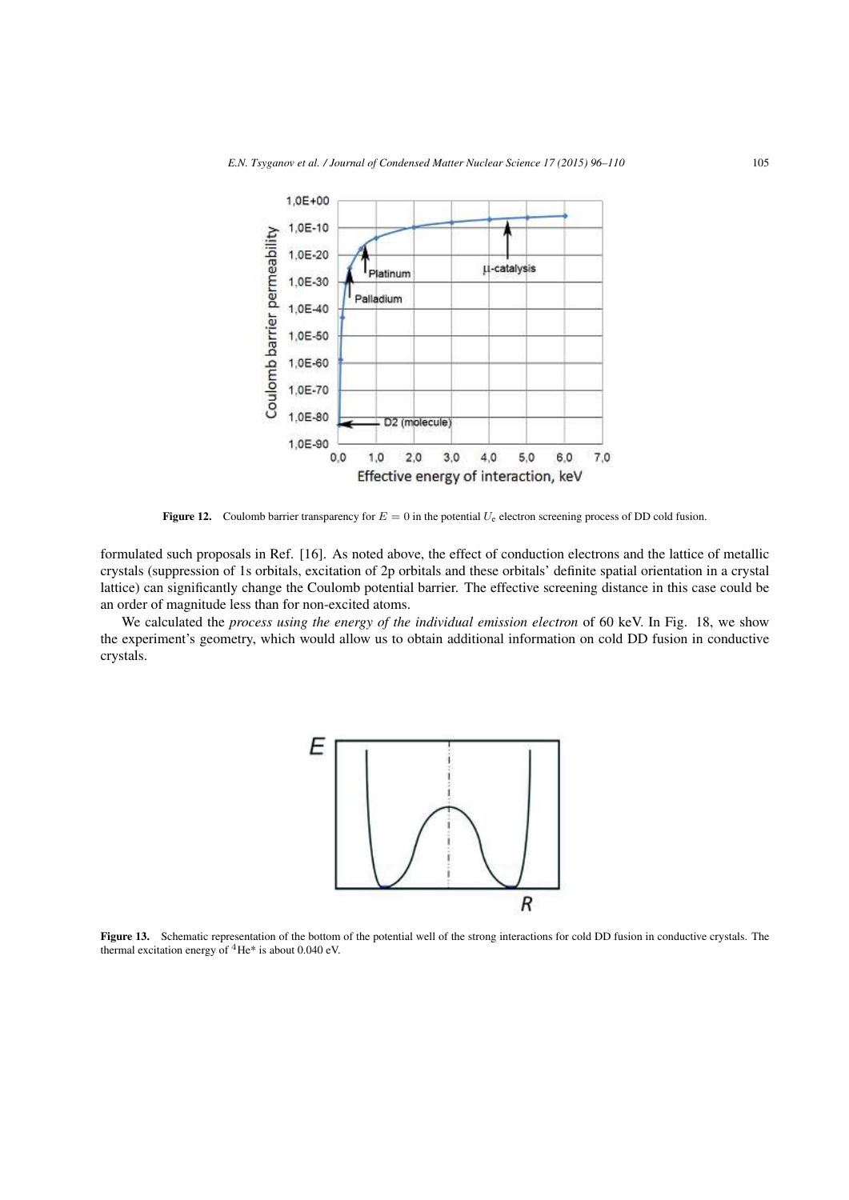**Figure 12.** Coulomb barrier transparency for $E = 0$ in the potential $U_e$ electron screening process of DD cold fusion.

formulated such proposals in Ref. [16]. As noted above, the effect of conduction electrons and the lattice of metallic crystals (suppression of 1s orbitals, excitation of 2p orbitals and these orbitals' definite spatial orientation in a crystal lattice) can significantly change the Coulomb potential barrier. The effective screening distance in this case could be an order of magnitude less than for non-excited atoms.

We calculated the *process using the energy of the individual emission electron* of 60 keV. In Fig. 18, we show the experiment's geometry, which would allow us to obtain additional information on cold DD fusion in conductive crystals.

**Figure 13.** Schematic representation of the bottom of the potential well of the strong interactions for cold DD fusion in conductive crystals. The thermal excitation energy of $^4He^*$ is about 0.040 eV.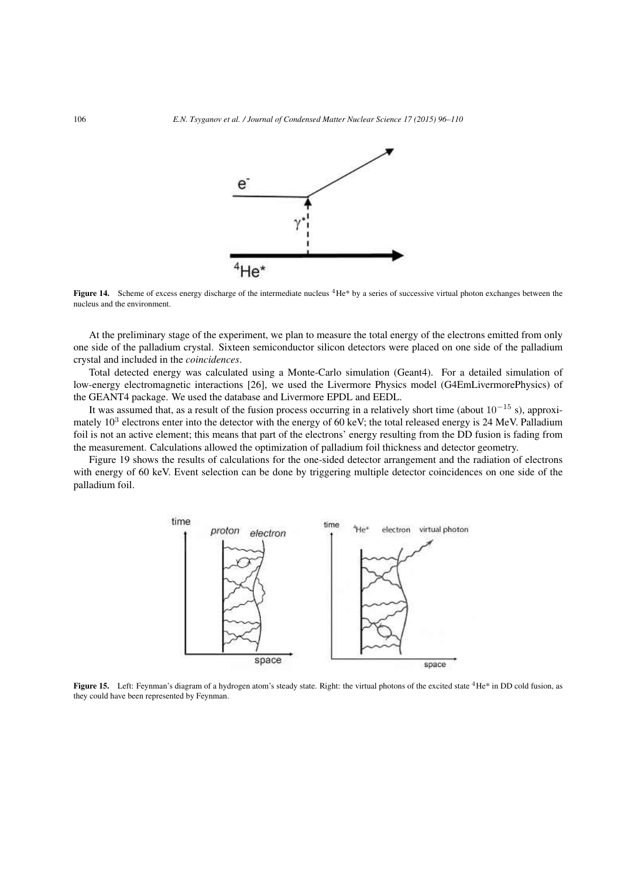**Figure 14.** Scheme of excess energy discharge of the intermediate nucleus $^4$He* by a series of successive virtual photon exchanges between the nucleus and the environment.

At the preliminary stage of the experiment, we plan to measure the total energy of the electrons emitted from only one side of the palladium crystal. Sixteen semiconductor silicon detectors were placed on one side of the palladium crystal and included in the *coincidences*.

Total detected energy was calculated using a Monte-Carlo simulation (Geant4). For a detailed simulation of low-energy electromagnetic interactions [26], we used the Livermore Physics model (G4EmLivermorePhysics) of the GEANT4 package. We used the database and Livermore EPDL and EEDL.

It was assumed that, as a result of the fusion process occurring in a relatively short time (about $10^{-15}$ s), approximately $10^3$ electrons enter into the detector with the energy of 60 keV; the total released energy is 24 MeV. Palladium foil is not an active element; this means that part of the electrons' energy resulting from the DD fusion is fading from the measurement. Calculations allowed the optimization of palladium foil thickness and detector geometry.

Figure 19 shows the results of calculations for the one-sided detector arrangement and the radiation of electrons with energy of 60 keV. Event selection can be done by triggering multiple detector coincidences on one side of the palladium foil.

**Figure 15.** Left: Feynman's diagram of a hydrogen atom's steady state. Right: the virtual photons of the excited state $^4$He* in DD cold fusion, as they could have been represented by Feynman.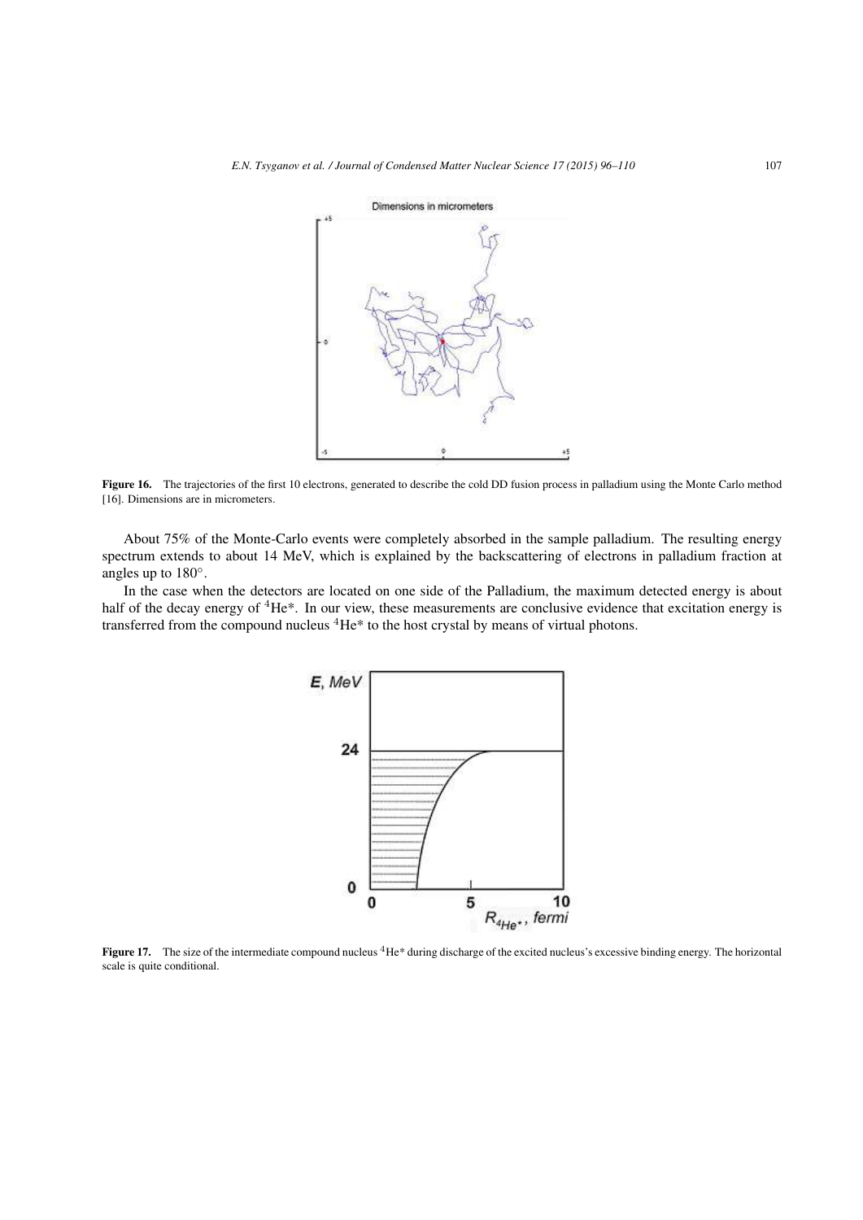Figure 16. The trajectories of the first 10 electrons, generated to describe the cold DD fusion process in palladium using the Monte Carlo method [16]. Dimensions are in micrometers.

About 75% of the Monte-Carlo events were completely absorbed in the sample palladium. The resulting energy spectrum extends to about 14 MeV, which is explained by the backscattering of electrons in palladium fraction at angles up to 180°.

In the case when the detectors are located on one side of the Palladium, the maximum detected energy is about half of the decay energy of $^4He^*$. In our view, these measurements are conclusive evidence that excitation energy is transferred from the compound nucleus $^4He^*$ to the host crystal by means of virtual photons.

Figure 17. The size of the intermediate compound nucleus $^4He^*$ during discharge of the excited nucleus's excessive binding energy. The horizontal scale is quite conditional.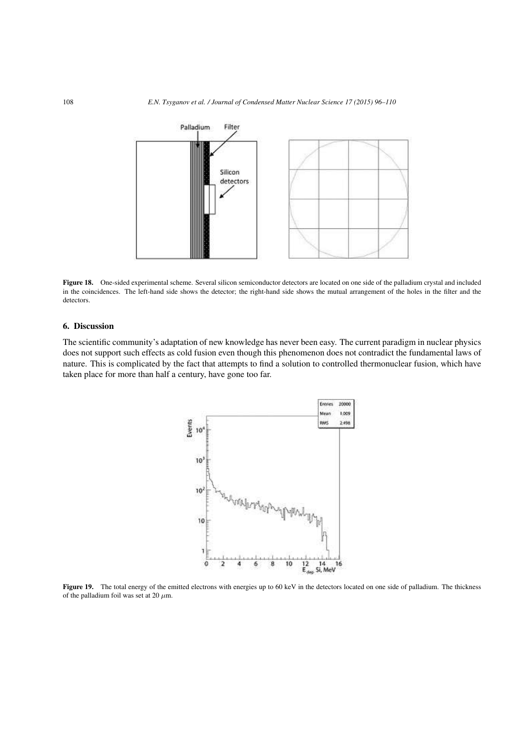**Figure 18.** One-sided experimental scheme. Several silicon semiconductor detectors are located on one side of the palladium crystal and included in the coincidences. The left-hand side shows the detector; the right-hand side shows the mutual arrangement of the holes in the filter and the detectors.

## 6. Discussion

The scientific community's adaptation of new knowledge has never been easy. The current paradigm in nuclear physics does not support such effects as cold fusion even though this phenomenon does not contradict the fundamental laws of nature. This is complicated by the fact that attempts to find a solution to controlled thermonuclear fusion, which have taken place for more than half a century, have gone too far.

**Figure 19.** The total energy of the emitted electrons with energies up to 60 keV in the detectors located on one side of palladium. The thickness of the palladium foil was set at 20 $\mu$m.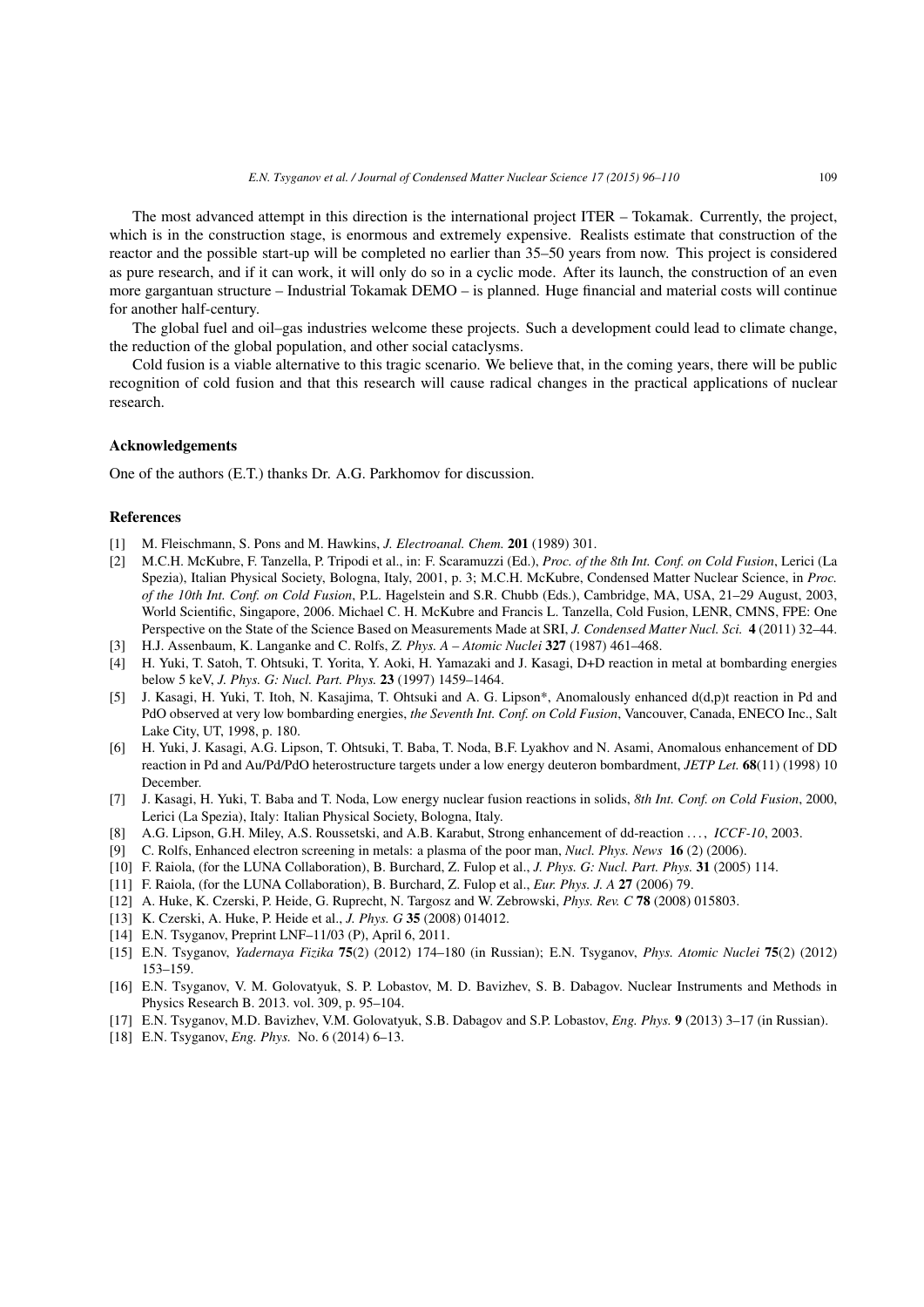The most advanced attempt in this direction is the international project ITER – Tokamak. Currently, the project, which is in the construction stage, is enormous and extremely expensive. Realists estimate that construction of the reactor and the possible start-up will be completed no earlier than 35–50 years from now. This project is considered as pure research, and if it can work, it will only do so in a cyclic mode. After its launch, the construction of an even more gargantuan structure – Industrial Tokamak DEMO – is planned. Huge financial and material costs will continue for another half-century.

The global fuel and oil–gas industries welcome these projects. Such a development could lead to climate change, the reduction of the global population, and other social cataclysms.

Cold fusion is a viable alternative to this tragic scenario. We believe that, in the coming years, there will be public recognition of cold fusion and that this research will cause radical changes in the practical applications of nuclear research.

## Acknowledgements

One of the authors (E.T.) thanks Dr. A.G. Parkhomov for discussion.

## References

[1] M. Fleischmann, S. Pons and M. Hawkins, *J. Electroanal. Chem.* **201** (1989) 301.

[2] M.C.H. McKubre, F. Tanzella, P. Tripodi et al., in: F. Scaramuzzi (Ed.), *Proc. of the 8th Int. Conf. on Cold Fusion*, Lerici (La Spezia), Italian Physical Society, Bologna, Italy, 2001, p. 3; M.C.H. McKubre, Condensed Matter Nuclear Science, in *Proc. of the 10th Int. Conf. on Cold Fusion*, P.L. Hagelstein and S.R. Chubb (Eds.), Cambridge, MA, USA, 21–29 August, 2003, World Scientific, Singapore, 2006. Michael C. H. McKubre and Francis L. Tanzella, Cold Fusion, LENR, CMNS, FPE: One Perspective on the State of the Science Based on Measurements Made at SRI, *J. Condensed Matter Nucl. Sci.* **4** (2011) 32–44.

[3] H.J. Assenbaum, K. Langanke and C. Rolfs, *Z. Phys. A – Atomic Nuclei* **327** (1987) 461–468.

[4] H. Yuki, T. Satoh, T. Ohtsuki, T. Yorita, Y. Aoki, H. Yamazaki and J. Kasagi, D+D reaction in metal at bombarding energies below 5 keV, *J. Phys. G: Nucl. Part. Phys.* **23** (1997) 1459–1464.

[5] J. Kasagi, H. Yuki, T. Itoh, N. Kasajima, T. Ohtsuki and A. G. Lipson*, Anomalously enhanced d(d,p)t reaction in Pd and PdO observed at very low bombarding energies, *the Seventh Int. Conf. on Cold Fusion*, Vancouver, Canada, ENECO Inc., Salt Lake City, UT, 1998, p. 180.

[6] H. Yuki, J. Kasagi, A.G. Lipson, T. Ohtsuki, T. Baba, T. Noda, B.F. Lyakhov and N. Asami, Anomalous enhancement of DD reaction in Pd and Au/Pd/PdO heterostructure targets under a low energy deuteron bombardment, *JETP Let.* **68**(11) (1998) 10 December.

[7] J. Kasagi, H. Yuki, T. Baba and T. Noda, Low energy nuclear fusion reactions in solids, *8th Int. Conf. on Cold Fusion*, 2000, Lerici (La Spezia), Italy: Italian Physical Society, Bologna, Italy.

[8] A.G. Lipson, G.H. Miley, A.S. Roussetski, and A.B. Karabut, Strong enhancement of dd-reaction . . . , *ICCF-10*, 2003.

[9] C. Rolfs, Enhanced electron screening in metals: a plasma of the poor man, *Nucl. Phys. News* **16** (2) (2006).

[10] F. Raiola, (for the LUNA Collaboration), B. Burchard, Z. Fulop et al., *J. Phys. G: Nucl. Part. Phys.* **31** (2005) 114.

[11] F. Raiola, (for the LUNA Collaboration), B. Burchard, Z. Fulop et al., *Eur. Phys. J. A* **27** (2006) 79.

[12] A. Huke, K. Czerski, P. Heide, G. Ruprecht, N. Targosz and W. Zebrowski, *Phys. Rev. C* **78** (2008) 015803.

[13] K. Czerski, A. Huke, P. Heide et al., *J. Phys. G* **35** (2008) 014012.

[14] E.N. Tsyganov, Preprint LNF–11/03 (P), April 6, 2011.

[15] E.N. Tsyganov, *Yadernaya Fizika* **75**(2) (2012) 174–180 (in Russian); E.N. Tsyganov, *Phys. Atomic Nuclei* **75**(2) (2012) 153–159.

[16] E.N. Tsyganov, V. M. Golovatyuk, S. P. Lobastov, M. D. Bavizhev, S. B. Dabagov. Nuclear Instruments and Methods in Physics Research B. 2013. vol. 309, p. 95–104.

[17] E.N. Tsyganov, M.D. Bavizhev, V.M. Golovatyuk, S.B. Dabagov and S.P. Lobastov, *Eng. Phys.* **9** (2013) 3–17 (in Russian).

[18] E.N. Tsyganov, *Eng. Phys.* No. 6 (2014) 6–13.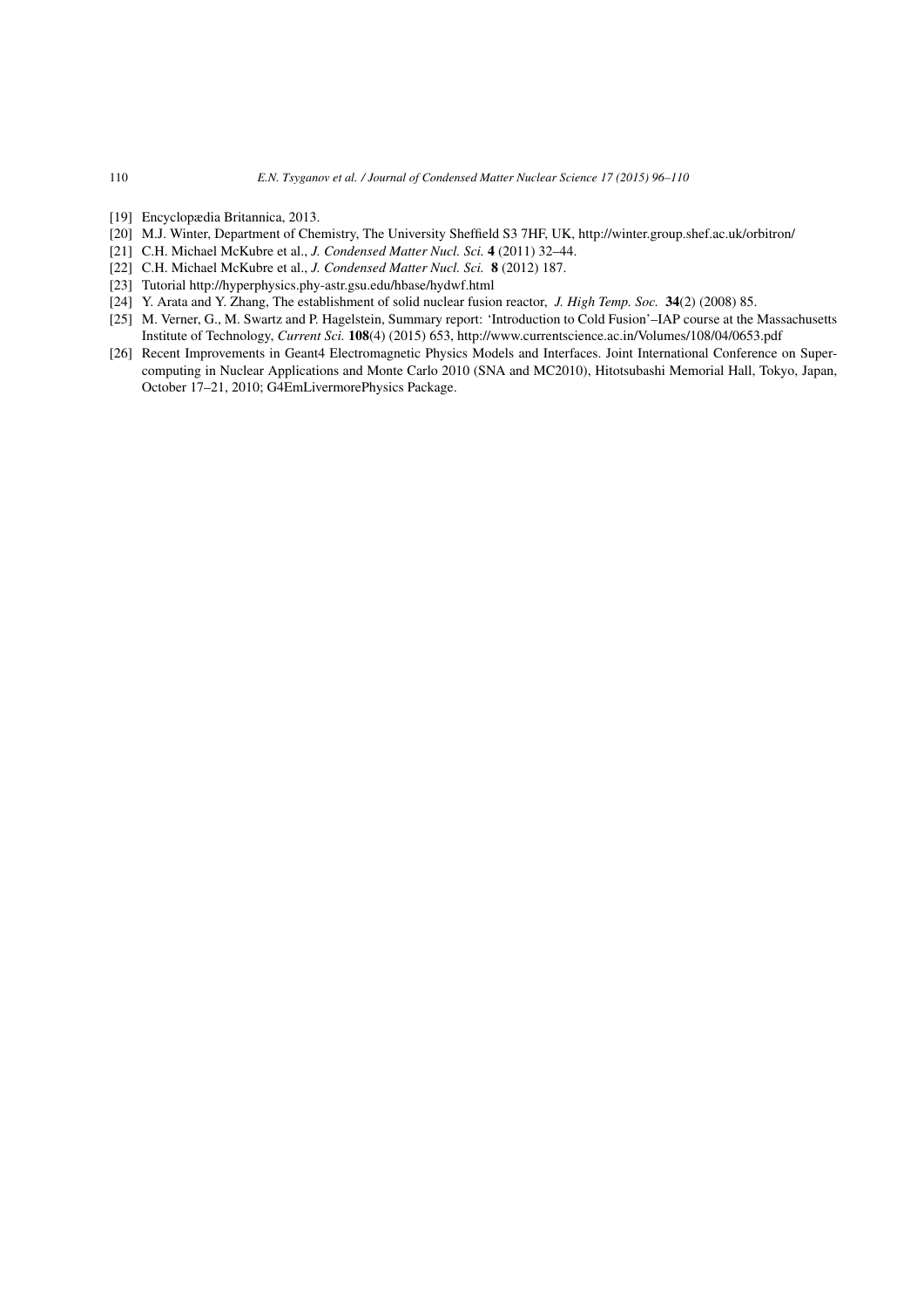[19] Encyclopædia Britannica, 2013.

[20] M.J. Winter, Department of Chemistry, The University Sheffield S3 7HF, UK, http://winter.group.shef.ac.uk/orbitron/

[21] C.H. Michael McKubre et al., *J. Condensed Matter Nucl. Sci.* **4** (2011) 32–44.

[22] C.H. Michael McKubre et al., *J. Condensed Matter Nucl. Sci.* **8** (2012) 187.

[23] Tutorial http://hyperphysics.phy-astr.gsu.edu/hbase/hydwf.html

[24] Y. Arata and Y. Zhang, The establishment of solid nuclear fusion reactor, *J. High Temp. Soc.* **34**(2) (2008) 85.

[25] M. Verner, G., M. Swartz and P. Hagelstein, Summary report: 'Introduction to Cold Fusion'–IAP course at the Massachusetts Institute of Technology, *Current Sci.* **108**(4) (2015) 653, http://www.currentscience.ac.in/Volumes/108/04/0653.pdf

[26] Recent Improvements in Geant4 Electromagnetic Physics Models and Interfaces. Joint International Conference on Supercomputing in Nuclear Applications and Monte Carlo 2010 (SNA and MC2010), Hitotsubashi Memorial Hall, Tokyo, Japan, October 17–21, 2010; G4EmLivermorePhysics Package.